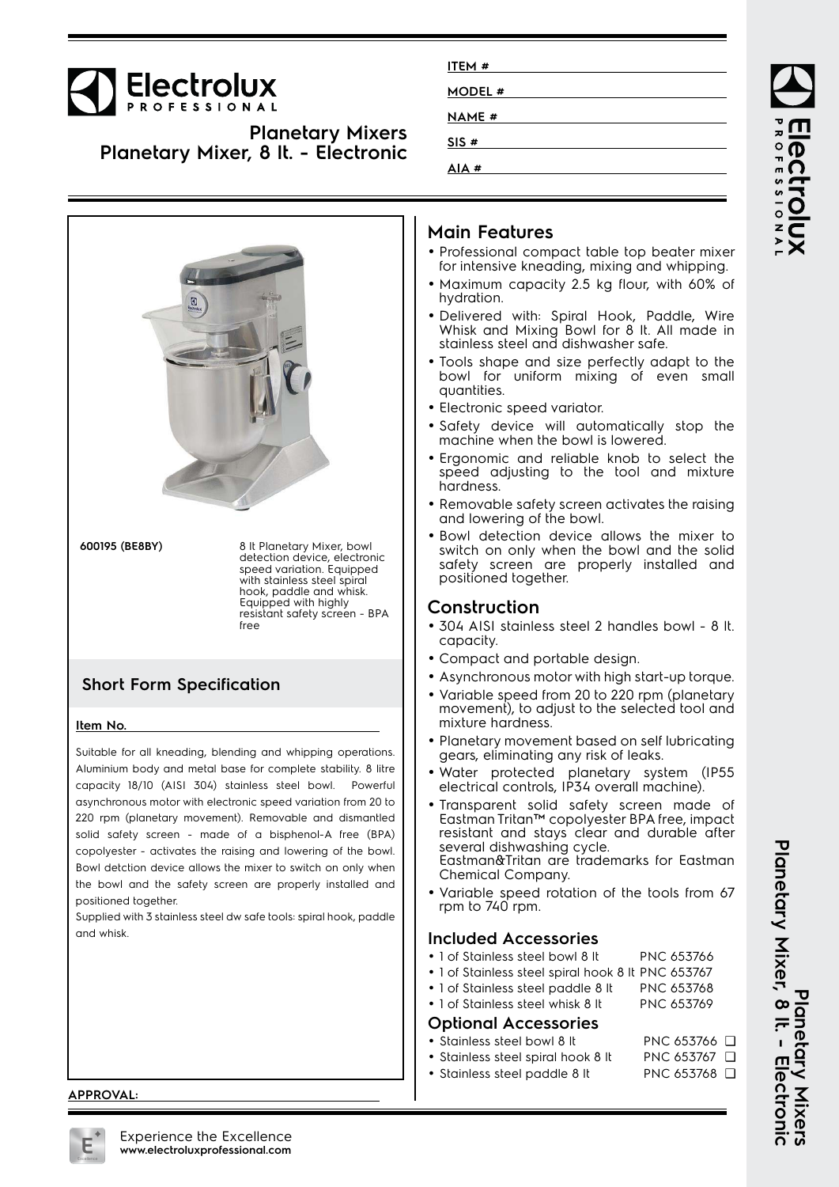# Electrolux PROFESSIONAL

## Planetary Mixers
## Planetary Mixer, 8 lt. - Electronic

ITEM # \_\_\_\_\_\_\_\_\_\_

MODEL # \_\_\_\_\_\_\_\_\_\_

NAME # \_\_\_\_\_\_\_\_\_\_

SIS # \_\_\_\_\_\_\_\_\_\_

AIA # \_\_\_\_\_\_\_\_\_\_

**600195 (BE8BY)** 8 lt Planetary Mixer, bowl detection device, electronic speed variation. Equipped with stainless steel spiral hook, paddle and whisk. Equipped with highly resistant safety screen - BPA free

## Short Form Specification

**Item No.**

Suitable for all kneading, blending and whipping operations. Aluminium body and metal base for complete stability. 8 litre capacity 18/10 (AISI 304) stainless steel bowl. Powerful asynchronous motor with electronic speed variation from 20 to 220 rpm (planetary movement). Removable and dismantled solid safety screen - made of a bisphenol-A free (BPA) copolyester - activates the raising and lowering of the bowl. Bowl detction device allows the mixer to switch on only when the bowl and the safety screen are properly installed and positioned together.

Supplied with 3 stainless steel dw safe tools: spiral hook, paddle and whisk.

## Main Features

- Professional compact table top beater mixer for intensive kneading, mixing and whipping.
- Maximum capacity 2.5 kg flour, with 60% of hydration.
- Delivered with: Spiral Hook, Paddle, Wire Whisk and Mixing Bowl for 8 lt. All made in stainless steel and dishwasher safe.
- Tools shape and size perfectly adapt to the bowl for uniform mixing of even small quantities.
- Electronic speed variator.
- Safety device will automatically stop the machine when the bowl is lowered.
- Ergonomic and reliable knob to select the speed adjusting to the tool and mixture hardness.
- Removable safety screen activates the raising and lowering of the bowl.
- Bowl detection device allows the mixer to switch on only when the bowl and the solid safety screen are properly installed and positioned together.

## Construction

- 304 AISI stainless steel 2 handles bowl - 8 lt. capacity.
- Compact and portable design.
- Asynchronous motor with high start-up torque.
- Variable speed from 20 to 220 rpm (planetary movement), to adjust to the selected tool and mixture hardness.
- Planetary movement based on self lubricating gears, eliminating any risk of leaks.
- Water protected planetary system (IP55 electrical controls, IP34 overall machine).
- Transparent solid safety screen made of Eastman Tritan™ copolyester BPA free, impact resistant and stays clear and durable after several dishwashing cycle.
  Eastman&Tritan are trademarks for Eastman Chemical Company.
- Variable speed rotation of the tools from 67 rpm to 740 rpm.

## Included Accessories

- 1 of Stainless steel bowl 8 lt PNC 653766
- 1 of Stainless steel spiral hook 8 lt PNC 653767
- 1 of Stainless steel paddle 8 lt PNC 653768
- 1 of Stainless steel whisk 8 lt PNC 653769

## Optional Accessories

- Stainless steel bowl 8 lt PNC 653766 ❑
- Stainless steel spiral hook 8 lt PNC 653767 ❑
- Stainless steel paddle 8 lt PNC 653768 ❑

**APPROVAL:**

Experience the Excellence
**www.electroluxprofessional.com**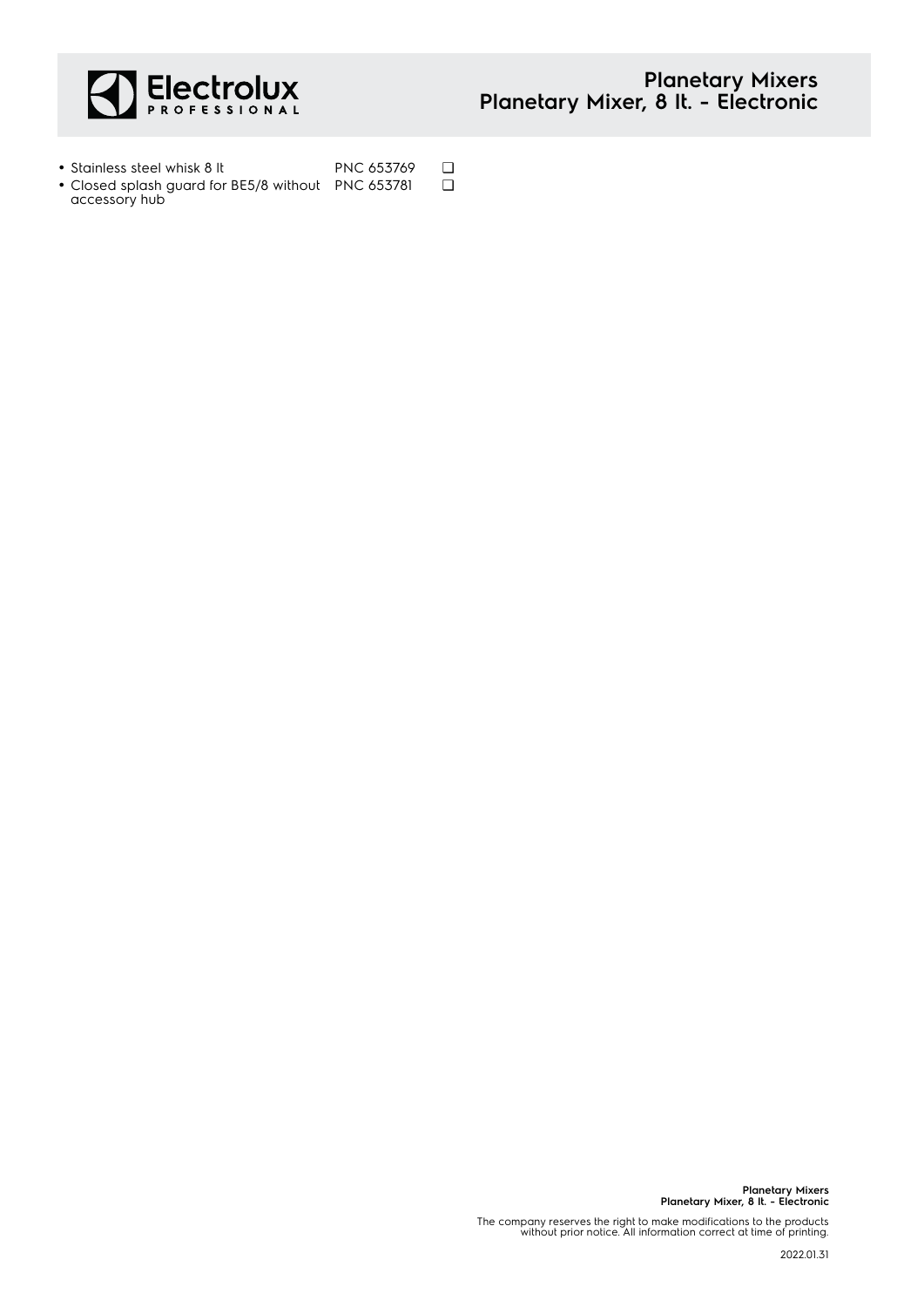- Stainless steel whisk 8 lt PNC 653769 ❑
- Closed splash guard for BE5/8 without accessory hub PNC 653781 ❑

The company reserves the right to make modifications to the products without prior notice. All information correct at time of printing.

2022.01.31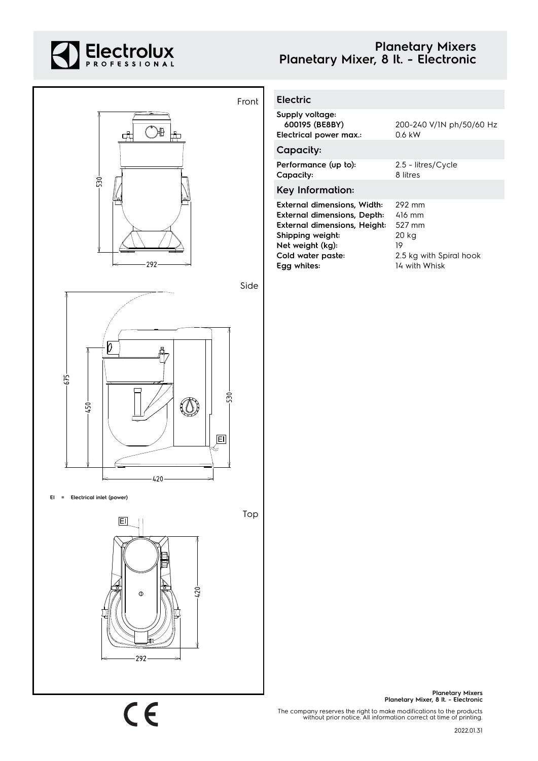# Planetary Mixers
# Planetary Mixer, 8 lt. - Electronic

Front

530

292

Side

675

450

530

EI

420

EI = Electrical inlet (power)

Top

EI

420

292

## Electric

| | |
|---|---|
| **Supply voltage:** | |
| **600195 (BE8BY)** | 200-240 V/1N ph/50/60 Hz |
| **Electrical power max.:** | 0.6 kW |

## Capacity:

| | |
|---|---|
| **Performance (up to):** | 2.5 - litres/Cycle |
| **Capacity:** | 8 litres |

## Key Information:

| | |
|---|---|
| **External dimensions, Width:** | 292 mm |
| **External dimensions, Depth:** | 416 mm |
| **External dimensions, Height:** | 527 mm |
| **Shipping weight:** | 20 kg |
| **Net weight (kg):** | 19 |
| **Cold water paste:** | 2.5 kg with Spiral hook |
| **Egg whites:** | 14 with Whisk |

CE

The company reserves the right to make modifications to the products without prior notice. All information correct at time of printing.

2022.01.31